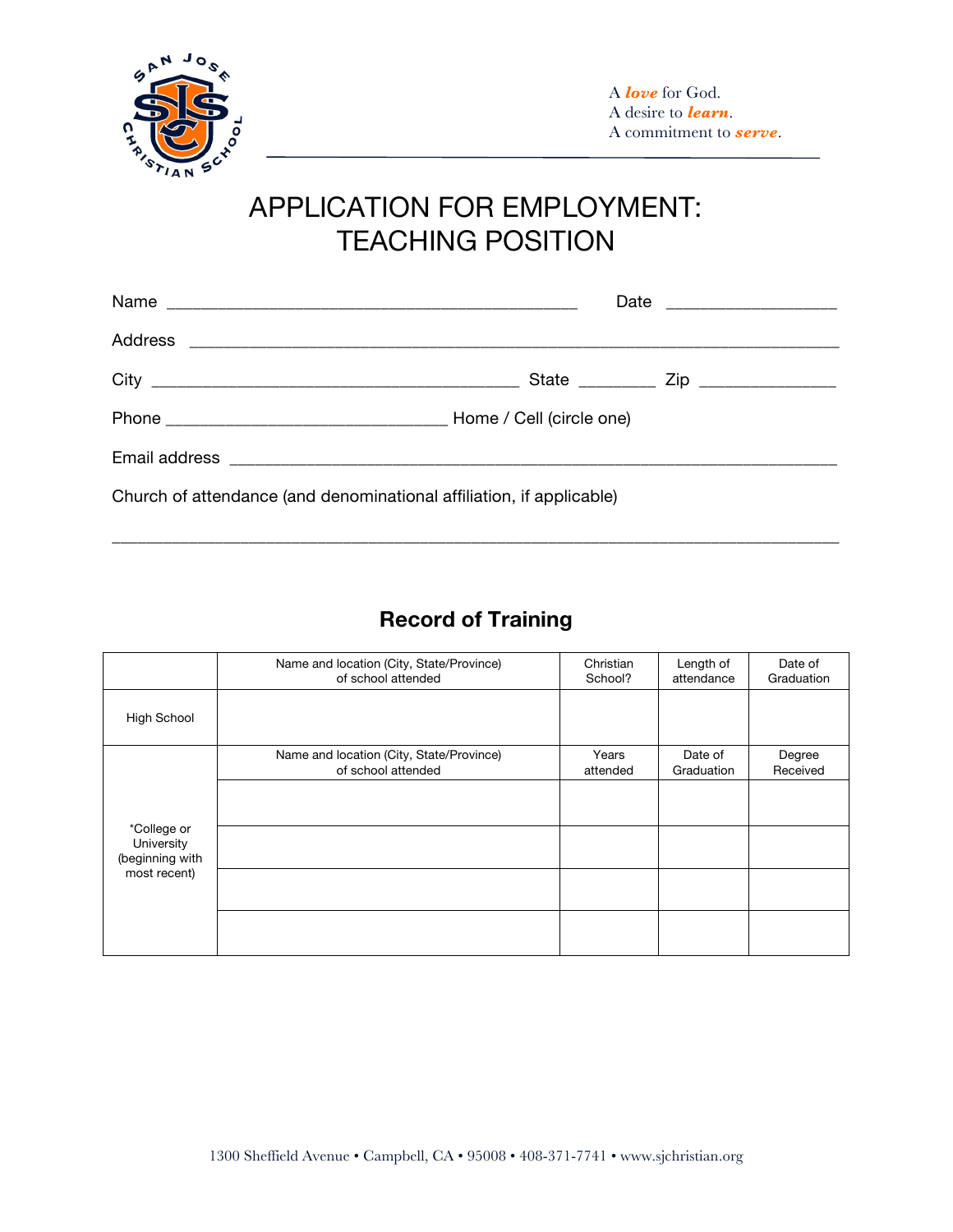A *love* for God.
A desire to *learn*.
A commitment to *serve*.

# APPLICATION FOR EMPLOYMENT: TEACHING POSITION

Name _______________________________________________ Date ___________________

Address ________________________________________________________________________

City __________________________________________ State ________ Zip _______________

Phone ________________________________ Home / Cell (circle one)

Email address ____________________________________________________________________

Church of attendance (and denominational affiliation, if applicable)

_________________________________________________________________________________

## Record of Training

| | Name and location (City, State/Province) of school attended | Christian School? | Length of attendance | Date of Graduation |
|---|---|---|---|---|
| High School | | | | |
| *College or University (beginning with most recent) | Name and location (City, State/Province) of school attended | Years attended | Date of Graduation | Degree Received |
| | | | | |
| | | | | |
| | | | | |
| | | | | |

1300 Sheffield Avenue • Campbell, CA • 95008 • 408-371-7741 • www.sjchristian.org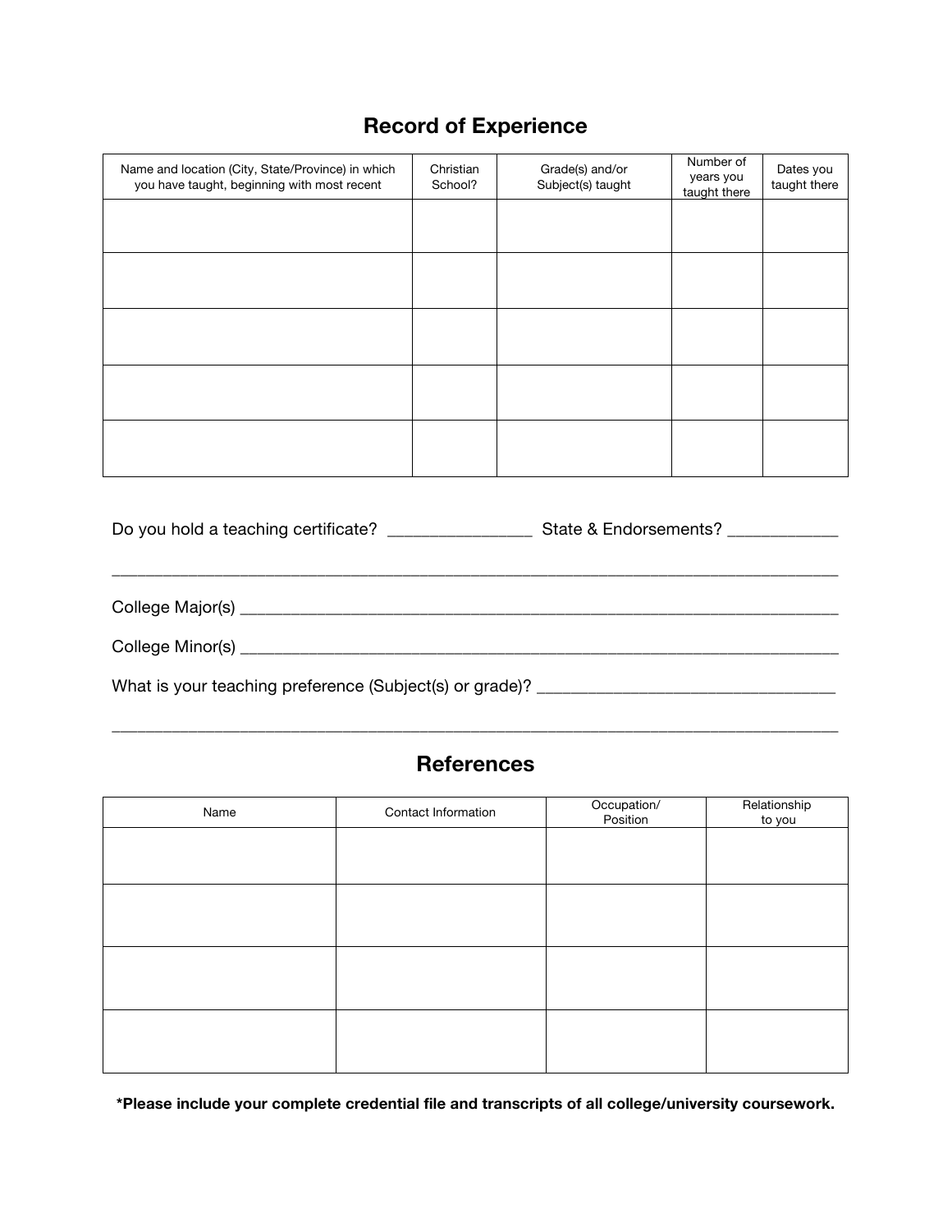## Record of Experience

| Name and location (City, State/Province) in which you have taught, beginning with most recent | Christian School? | Grade(s) and/or Subject(s) taught | Number of years you taught there | Dates you taught there |
|---|---|---|---|---|
| | | | | |
| | | | | |
| | | | | |
| | | | | |
| | | | | |

Do you hold a teaching certificate? ________________ State & Endorsements? ____________

________________________________________________________________________________

College Major(s) ______________________________________________________________

College Minor(s) ______________________________________________________________

What is your teaching preference (Subject(s) or grade)? _________________________________

________________________________________________________________________________

## References

| Name | Contact Information | Occupation/ Position | Relationship to you |
|---|---|---|---|
| | | | |
| | | | |
| | | | |
| | | | |

**\*Please include your complete credential file and transcripts of all college/university coursework.**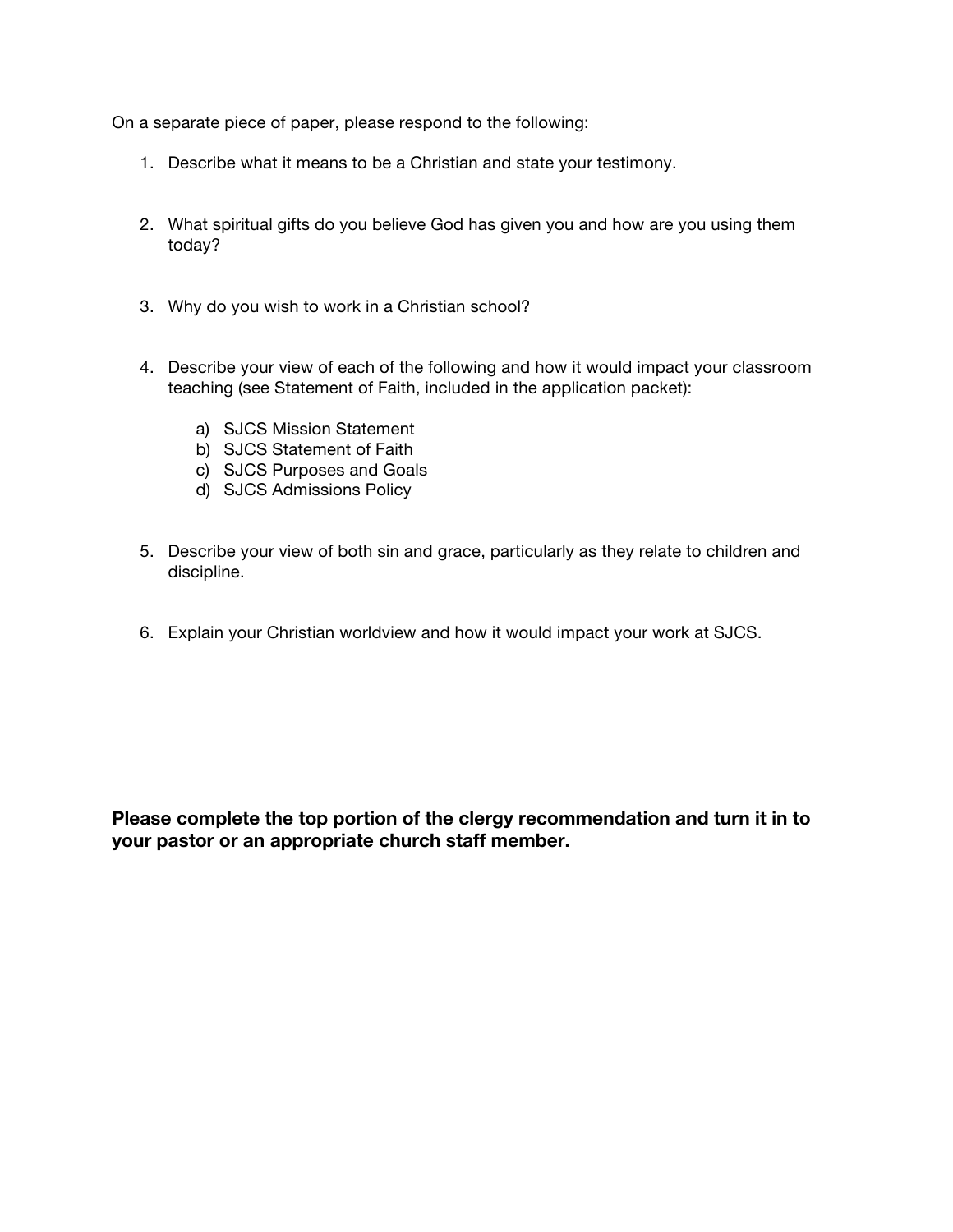On a separate piece of paper, please respond to the following:

1. Describe what it means to be a Christian and state your testimony.

2. What spiritual gifts do you believe God has given you and how are you using them today?

3. Why do you wish to work in a Christian school?

4. Describe your view of each of the following and how it would impact your classroom teaching (see Statement of Faith, included in the application packet):

   a) SJCS Mission Statement
   b) SJCS Statement of Faith
   c) SJCS Purposes and Goals
   d) SJCS Admissions Policy

5. Describe your view of both sin and grace, particularly as they relate to children and discipline.

6. Explain your Christian worldview and how it would impact your work at SJCS.

**Please complete the top portion of the clergy recommendation and turn it in to your pastor or an appropriate church staff member.**